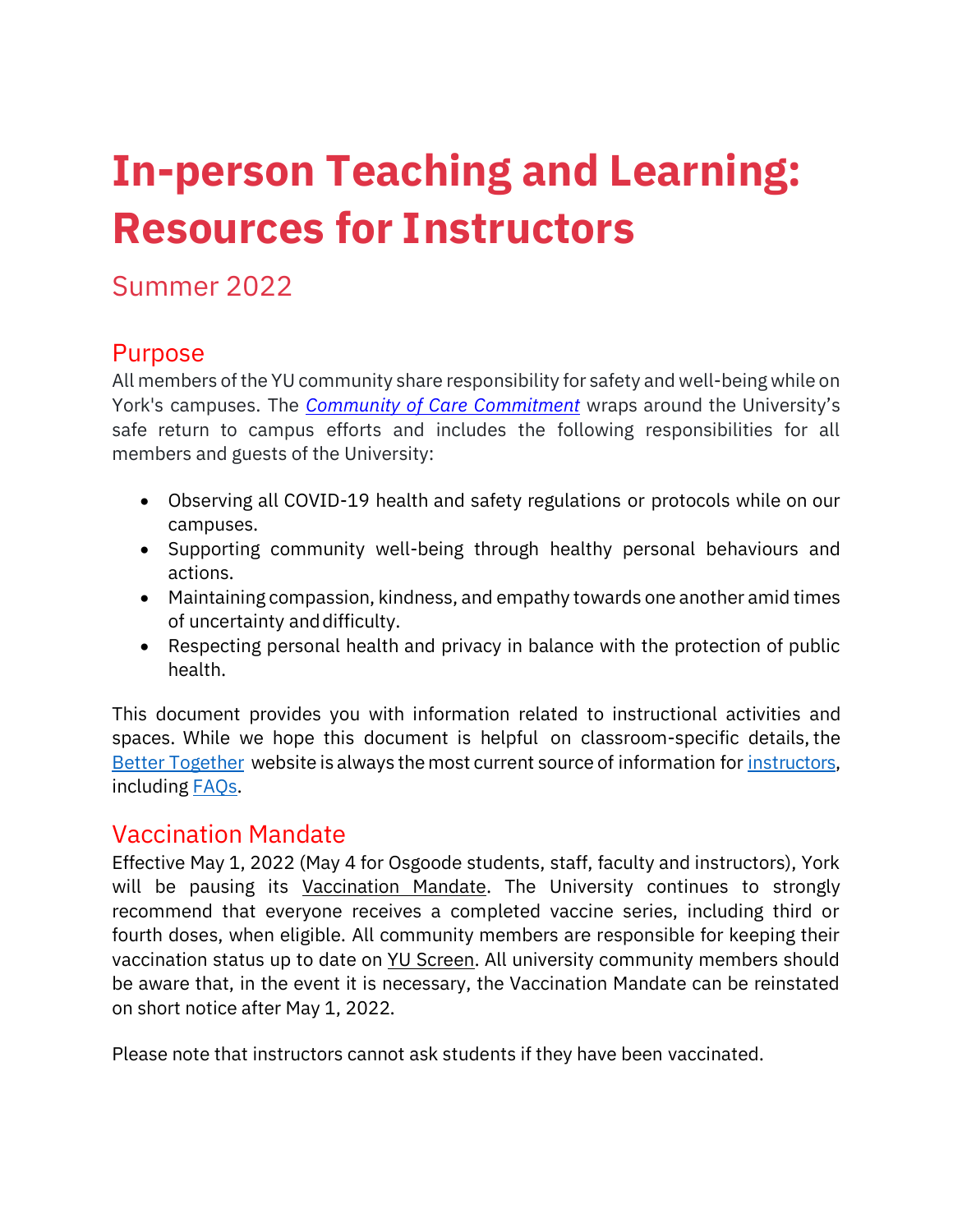# In-person Teaching and Learning: Resources for Instructors

## Summer 2022

### Purpose

All members of the YU community share responsibility for safety and well-being while on York's campuses. The [*Community of Care Commitment*]() wraps around the University's safe return to campus efforts and includes the following responsibilities for all members and guests of the University:

- Observing all COVID-19 health and safety regulations or protocols while on our campuses.
- Supporting community well-being through healthy personal behaviours and actions.
- Maintaining compassion, kindness, and empathy towards one another amid times of uncertainty and difficulty.
- Respecting personal health and privacy in balance with the protection of public health.

This document provides you with information related to instructional activities and spaces. While we hope this document is helpful on classroom-specific details, the [Better Together]() website is always the most current source of information for [instructors](), including [FAQs]().

### Vaccination Mandate

Effective May 1, 2022 (May 4 for Osgoode students, staff, faculty and instructors), York will be pausing its Vaccination Mandate. The University continues to strongly recommend that everyone receives a completed vaccine series, including third or fourth doses, when eligible. All community members are responsible for keeping their vaccination status up to date on YU Screen. All university community members should be aware that, in the event it is necessary, the Vaccination Mandate can be reinstated on short notice after May 1, 2022.

Please note that instructors cannot ask students if they have been vaccinated.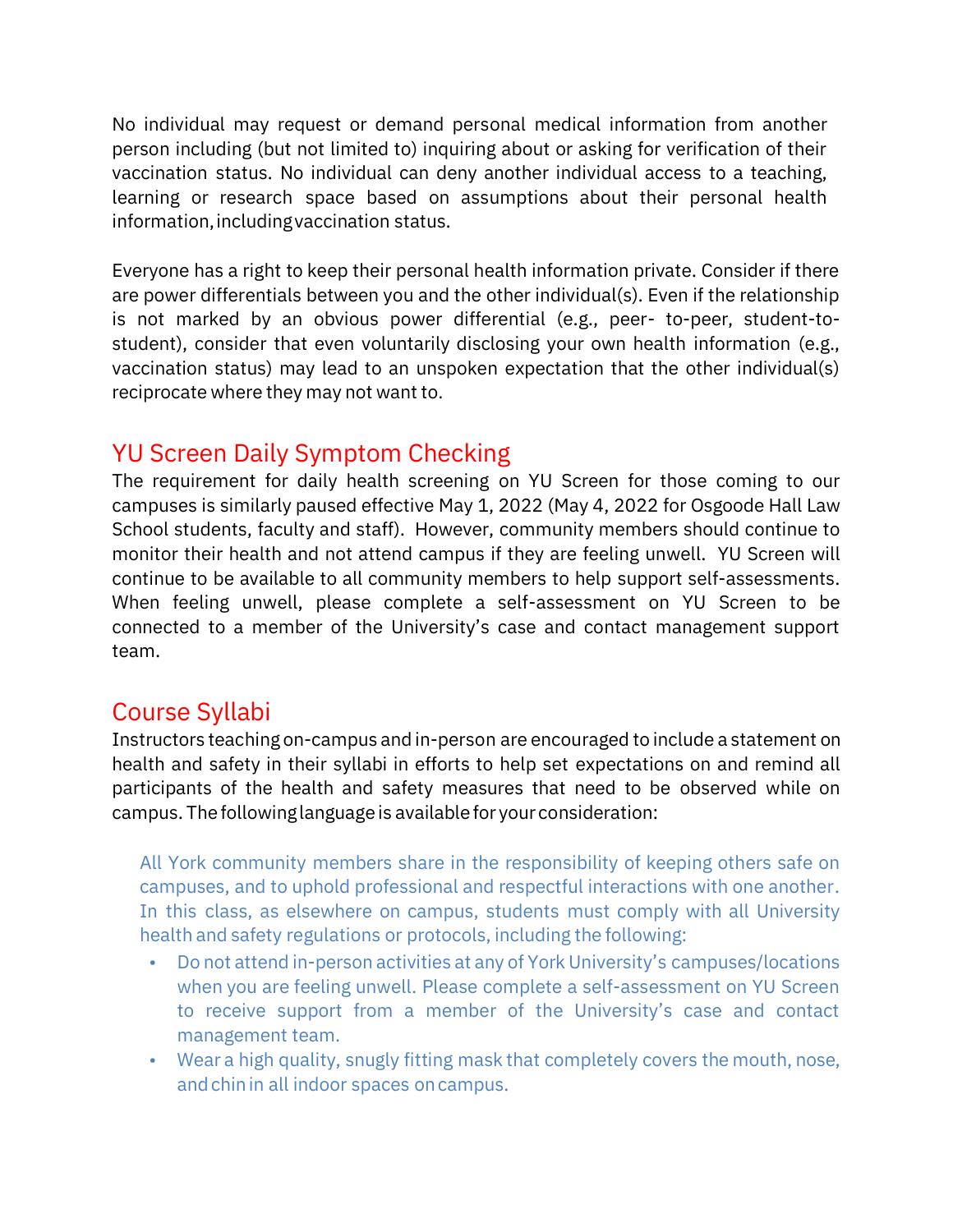No individual may request or demand personal medical information from another person including (but not limited to) inquiring about or asking for verification of their vaccination status. No individual can deny another individual access to a teaching, learning or research space based on assumptions about their personal health information, including vaccination status.

Everyone has a right to keep their personal health information private. Consider if there are power differentials between you and the other individual(s). Even if the relationship is not marked by an obvious power differential (e.g., peer- to-peer, student-to-student), consider that even voluntarily disclosing your own health information (e.g., vaccination status) may lead to an unspoken expectation that the other individual(s) reciprocate where they may not want to.

## YU Screen Daily Symptom Checking

The requirement for daily health screening on YU Screen for those coming to our campuses is similarly paused effective May 1, 2022 (May 4, 2022 for Osgoode Hall Law School students, faculty and staff). However, community members should continue to monitor their health and not attend campus if they are feeling unwell. YU Screen will continue to be available to all community members to help support self-assessments. When feeling unwell, please complete a self-assessment on YU Screen to be connected to a member of the University's case and contact management support team.

## Course Syllabi

Instructors teaching on-campus and in-person are encouraged to include a statement on health and safety in their syllabi in efforts to help set expectations on and remind all participants of the health and safety measures that need to be observed while on campus. The following language is available for your consideration:

> All York community members share in the responsibility of keeping others safe on campuses, and to uphold professional and respectful interactions with one another. In this class, as elsewhere on campus, students must comply with all University health and safety regulations or protocols, including the following:
>
> - Do not attend in-person activities at any of York University's campuses/locations when you are feeling unwell. Please complete a self-assessment on YU Screen to receive support from a member of the University's case and contact management team.
> - Wear a high quality, snugly fitting mask that completely covers the mouth, nose, and chin in all indoor spaces on campus.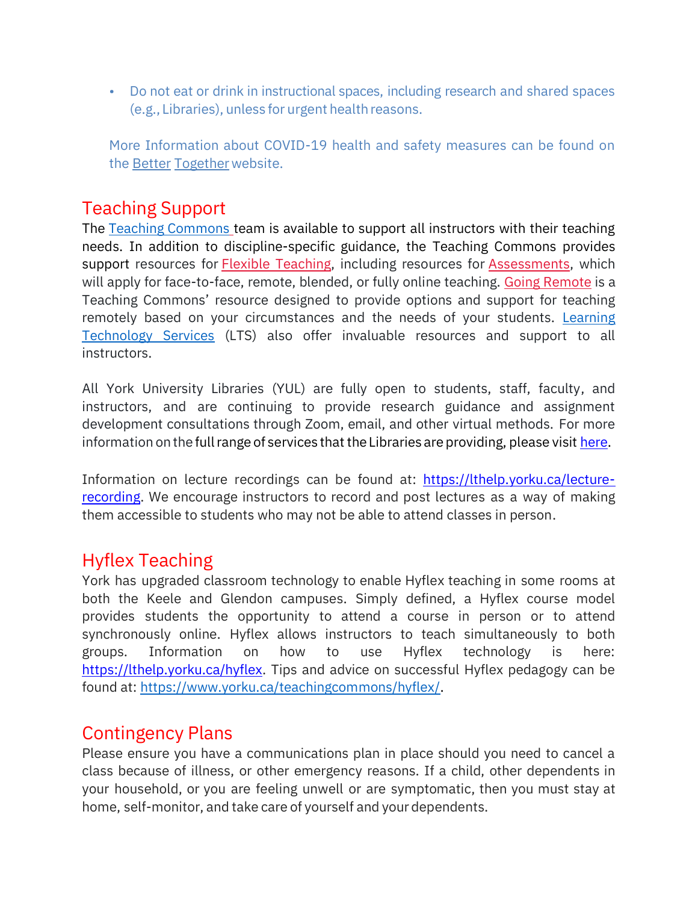- Do not eat or drink in instructional spaces, including research and shared spaces (e.g., Libraries), unless for urgent health reasons.

More Information about COVID-19 health and safety measures can be found on the Better Together website.

## Teaching Support

The Teaching Commons team is available to support all instructors with their teaching needs. In addition to discipline-specific guidance, the Teaching Commons provides support resources for Flexible Teaching, including resources for Assessments, which will apply for face-to-face, remote, blended, or fully online teaching. Going Remote is a Teaching Commons' resource designed to provide options and support for teaching remotely based on your circumstances and the needs of your students. Learning Technology Services (LTS) also offer invaluable resources and support to all instructors.

All York University Libraries (YUL) are fully open to students, staff, faculty, and instructors, and are continuing to provide research guidance and assignment development consultations through Zoom, email, and other virtual methods. For more information on the full range of services that the Libraries are providing, please visit here.

Information on lecture recordings can be found at: https://lthelp.yorku.ca/lecture-recording. We encourage instructors to record and post lectures as a way of making them accessible to students who may not be able to attend classes in person.

## Hyflex Teaching

York has upgraded classroom technology to enable Hyflex teaching in some rooms at both the Keele and Glendon campuses. Simply defined, a Hyflex course model provides students the opportunity to attend a course in person or to attend synchronously online. Hyflex allows instructors to teach simultaneously to both groups. Information on how to use Hyflex technology is here: https://lthelp.yorku.ca/hyflex. Tips and advice on successful Hyflex pedagogy can be found at: https://www.yorku.ca/teachingcommons/hyflex/.

## Contingency Plans

Please ensure you have a communications plan in place should you need to cancel a class because of illness, or other emergency reasons. If a child, other dependents in your household, or you are feeling unwell or are symptomatic, then you must stay at home, self-monitor, and take care of yourself and your dependents.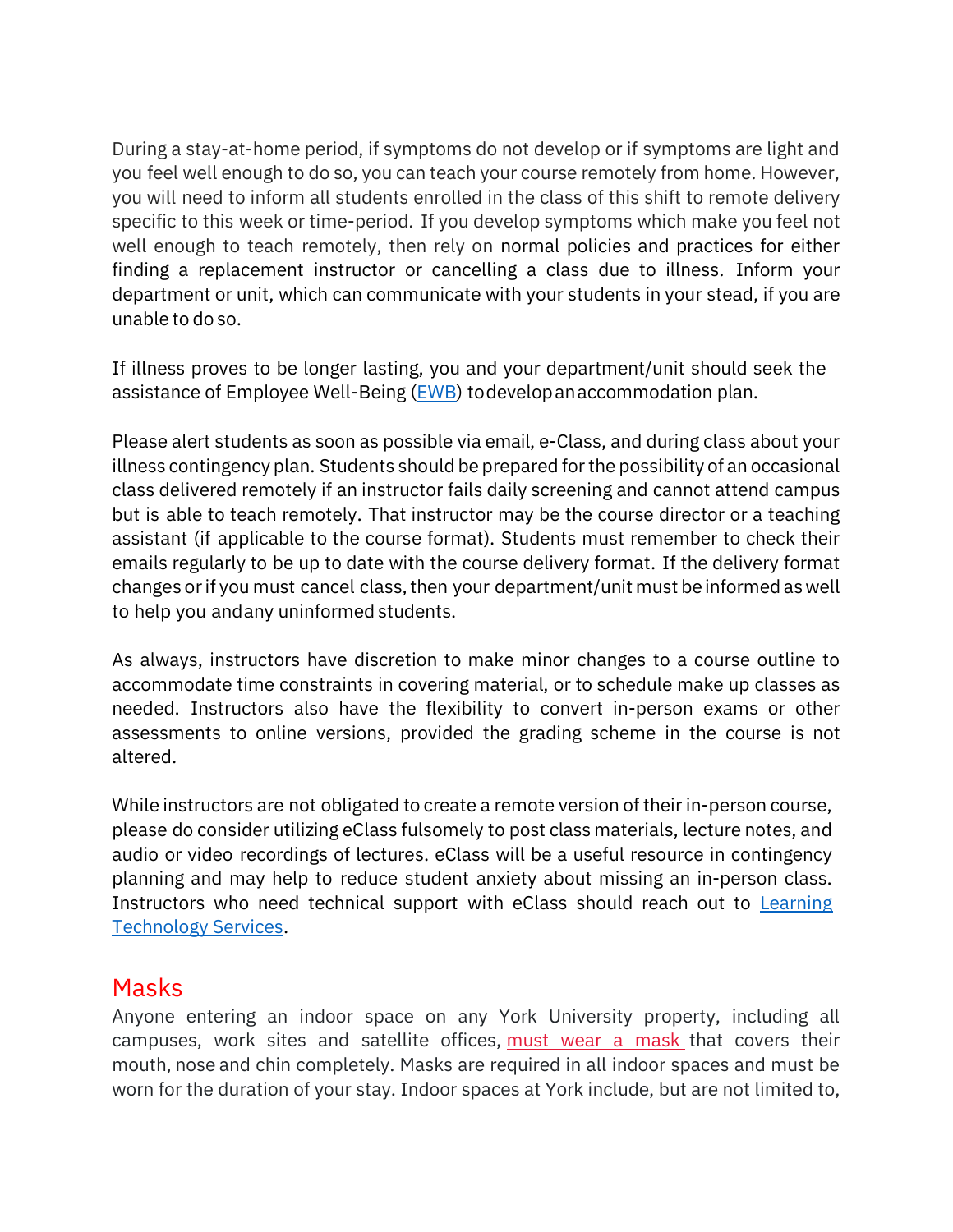During a stay-at-home period, if symptoms do not develop or if symptoms are light and you feel well enough to do so, you can teach your course remotely from home. However, you will need to inform all students enrolled in the class of this shift to remote delivery specific to this week or time-period. If you develop symptoms which make you feel not well enough to teach remotely, then rely on normal policies and practices for either finding a replacement instructor or cancelling a class due to illness. Inform your department or unit, which can communicate with your students in your stead, if you are unable to do so.

If illness proves to be longer lasting, you and your department/unit should seek the assistance of Employee Well-Being (EWB) to develop an accommodation plan.

Please alert students as soon as possible via email, e-Class, and during class about your illness contingency plan. Students should be prepared for the possibility of an occasional class delivered remotely if an instructor fails daily screening and cannot attend campus but is able to teach remotely. That instructor may be the course director or a teaching assistant (if applicable to the course format). Students must remember to check their emails regularly to be up to date with the course delivery format. If the delivery format changes or if you must cancel class, then your department/unit must be informed as well to help you and any uninformed students.

As always, instructors have discretion to make minor changes to a course outline to accommodate time constraints in covering material, or to schedule make up classes as needed. Instructors also have the flexibility to convert in-person exams or other assessments to online versions, provided the grading scheme in the course is not altered.

While instructors are not obligated to create a remote version of their in-person course, please do consider utilizing eClass fulsomely to post class materials, lecture notes, and audio or video recordings of lectures. eClass will be a useful resource in contingency planning and may help to reduce student anxiety about missing an in-person class. Instructors who need technical support with eClass should reach out to Learning Technology Services.

## Masks

Anyone entering an indoor space on any York University property, including all campuses, work sites and satellite offices, must wear a mask that covers their mouth, nose and chin completely. Masks are required in all indoor spaces and must be worn for the duration of your stay. Indoor spaces at York include, but are not limited to,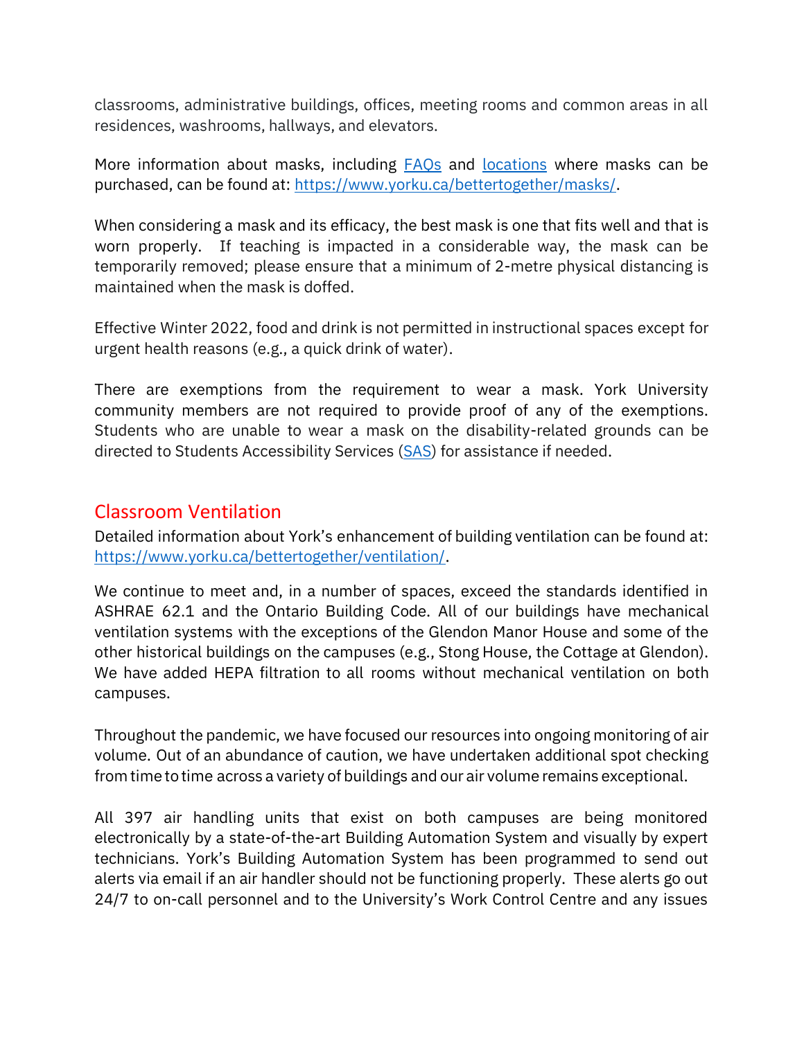classrooms, administrative buildings, offices, meeting rooms and common areas in all residences, washrooms, hallways, and elevators.

More information about masks, including [FAQs](#) and [locations](#) where masks can be purchased, can be found at: https://www.yorku.ca/bettertogether/masks/.

When considering a mask and its efficacy, the best mask is one that fits well and that is worn properly. If teaching is impacted in a considerable way, the mask can be temporarily removed; please ensure that a minimum of 2-metre physical distancing is maintained when the mask is doffed.

Effective Winter 2022, food and drink is not permitted in instructional spaces except for urgent health reasons (e.g., a quick drink of water).

There are exemptions from the requirement to wear a mask. York University community members are not required to provide proof of any of the exemptions. Students who are unable to wear a mask on the disability-related grounds can be directed to Students Accessibility Services ([SAS](#)) for assistance if needed.

## Classroom Ventilation

Detailed information about York's enhancement of building ventilation can be found at: https://www.yorku.ca/bettertogether/ventilation/.

We continue to meet and, in a number of spaces, exceed the standards identified in ASHRAE 62.1 and the Ontario Building Code. All of our buildings have mechanical ventilation systems with the exceptions of the Glendon Manor House and some of the other historical buildings on the campuses (e.g., Stong House, the Cottage at Glendon). We have added HEPA filtration to all rooms without mechanical ventilation on both campuses.

Throughout the pandemic, we have focused our resources into ongoing monitoring of air volume. Out of an abundance of caution, we have undertaken additional spot checking from time to time across a variety of buildings and our air volume remains exceptional.

All 397 air handling units that exist on both campuses are being monitored electronically by a state-of-the-art Building Automation System and visually by expert technicians. York's Building Automation System has been programmed to send out alerts via email if an air handler should not be functioning properly. These alerts go out 24/7 to on-call personnel and to the University's Work Control Centre and any issues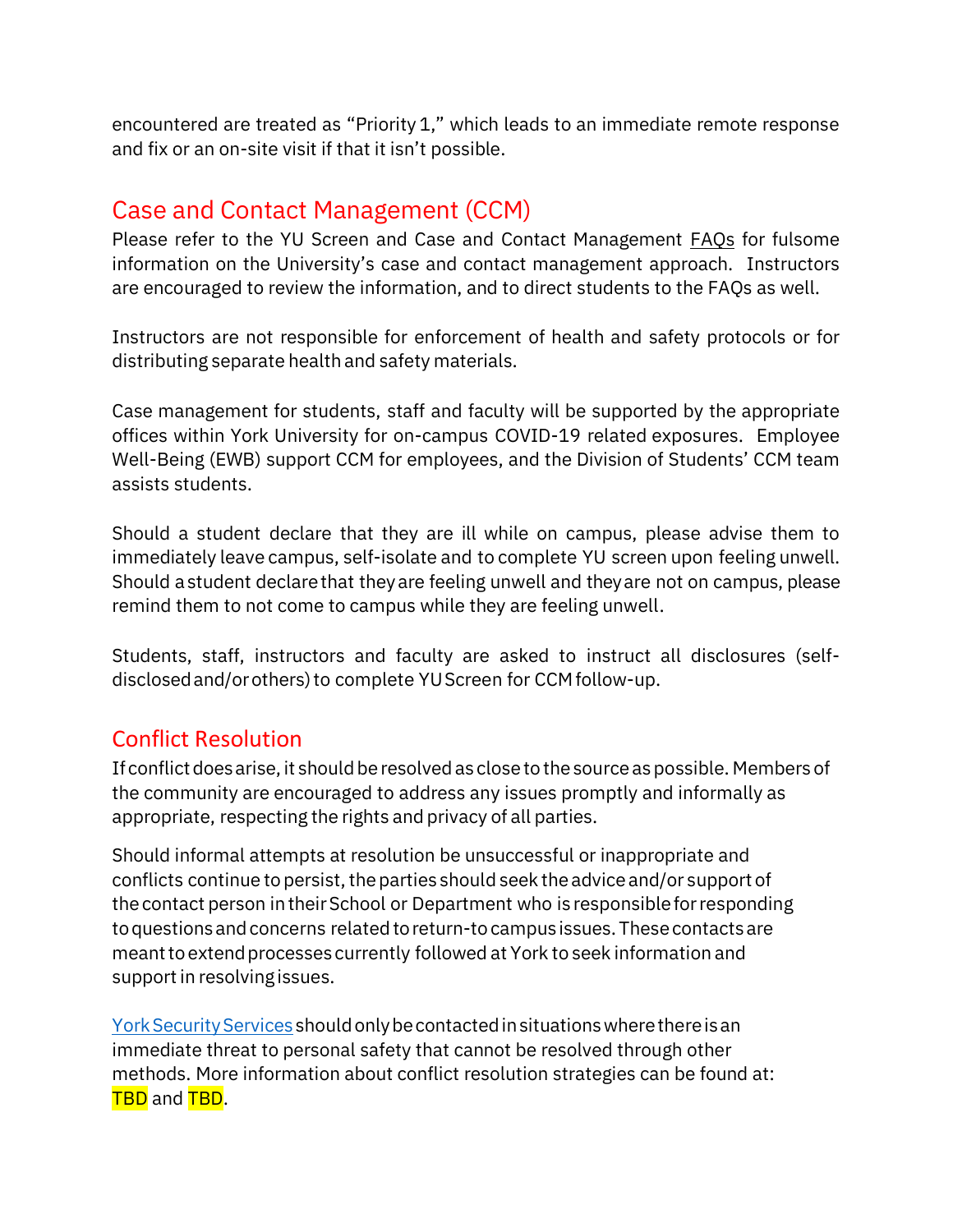encountered are treated as "Priority 1," which leads to an immediate remote response and fix or an on-site visit if that it isn't possible.

## Case and Contact Management (CCM)

Please refer to the YU Screen and Case and Contact Management FAQs for fulsome information on the University's case and contact management approach. Instructors are encouraged to review the information, and to direct students to the FAQs as well.

Instructors are not responsible for enforcement of health and safety protocols or for distributing separate health and safety materials.

Case management for students, staff and faculty will be supported by the appropriate offices within York University for on-campus COVID-19 related exposures. Employee Well-Being (EWB) support CCM for employees, and the Division of Students' CCM team assists students.

Should a student declare that they are ill while on campus, please advise them to immediately leave campus, self-isolate and to complete YU screen upon feeling unwell. Should a student declare that they are feeling unwell and they are not on campus, please remind them to not come to campus while they are feeling unwell.

Students, staff, instructors and faculty are asked to instruct all disclosures (self-disclosed and/or others) to complete YU Screen for CCM follow-up.

## Conflict Resolution

If conflict does arise, it should be resolved as close to the source as possible. Members of the community are encouraged to address any issues promptly and informally as appropriate, respecting the rights and privacy of all parties.

Should informal attempts at resolution be unsuccessful or inappropriate and conflicts continue to persist, the parties should seek the advice and/or support of the contact person in their School or Department who is responsible for responding to questions and concerns related to return-to campus issues. These contacts are meant to extend processes currently followed at York to seek information and support in resolving issues.

York Security Services should only be contacted in situations where there is an immediate threat to personal safety that cannot be resolved through other methods. More information about conflict resolution strategies can be found at: TBD and TBD.